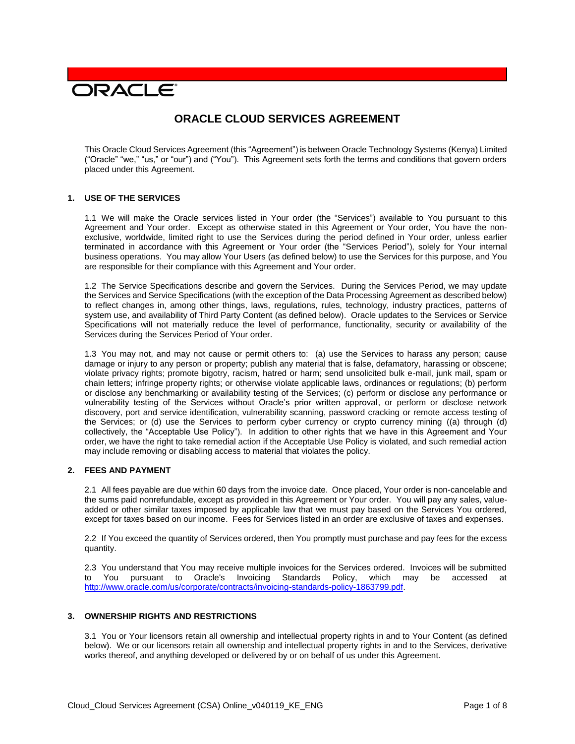ORACLE

# ORACLE CLOUD SERVICES AGREEMENT

This Oracle Cloud Services Agreement (this "Agreement") is between Oracle Technology Systems (Kenya) Limited ("Oracle" "we," "us," or "our") and ("You"). This Agreement sets forth the terms and conditions that govern orders placed under this Agreement.

## 1. USE OF THE SERVICES

1.1 We will make the Oracle services listed in Your order (the "Services") available to You pursuant to this Agreement and Your order. Except as otherwise stated in this Agreement or Your order, You have the non-exclusive, worldwide, limited right to use the Services during the period defined in Your order, unless earlier terminated in accordance with this Agreement or Your order (the "Services Period"), solely for Your internal business operations. You may allow Your Users (as defined below) to use the Services for this purpose, and You are responsible for their compliance with this Agreement and Your order.

1.2 The Service Specifications describe and govern the Services. During the Services Period, we may update the Services and Service Specifications (with the exception of the Data Processing Agreement as described below) to reflect changes in, among other things, laws, regulations, rules, technology, industry practices, patterns of system use, and availability of Third Party Content (as defined below). Oracle updates to the Services or Service Specifications will not materially reduce the level of performance, functionality, security or availability of the Services during the Services Period of Your order.

1.3 You may not, and may not cause or permit others to: (a) use the Services to harass any person; cause damage or injury to any person or property; publish any material that is false, defamatory, harassing or obscene; violate privacy rights; promote bigotry, racism, hatred or harm; send unsolicited bulk e-mail, junk mail, spam or chain letters; infringe property rights; or otherwise violate applicable laws, ordinances or regulations; (b) perform or disclose any benchmarking or availability testing of the Services; (c) perform or disclose any performance or vulnerability testing of the Services without Oracle's prior written approval, or perform or disclose network discovery, port and service identification, vulnerability scanning, password cracking or remote access testing of the Services; or (d) use the Services to perform cyber currency or crypto currency mining ((a) through (d) collectively, the "Acceptable Use Policy"). In addition to other rights that we have in this Agreement and Your order, we have the right to take remedial action if the Acceptable Use Policy is violated, and such remedial action may include removing or disabling access to material that violates the policy.

## 2. FEES AND PAYMENT

2.1 All fees payable are due within 60 days from the invoice date. Once placed, Your order is non-cancelable and the sums paid nonrefundable, except as provided in this Agreement or Your order. You will pay any sales, value-added or other similar taxes imposed by applicable law that we must pay based on the Services You ordered, except for taxes based on our income. Fees for Services listed in an order are exclusive of taxes and expenses.

2.2 If You exceed the quantity of Services ordered, then You promptly must purchase and pay fees for the excess quantity.

2.3 You understand that You may receive multiple invoices for the Services ordered. Invoices will be submitted to You pursuant to Oracle's Invoicing Standards Policy, which may be accessed at http://www.oracle.com/us/corporate/contracts/invoicing-standards-policy-1863799.pdf.

## 3. OWNERSHIP RIGHTS AND RESTRICTIONS

3.1 You or Your licensors retain all ownership and intellectual property rights in and to Your Content (as defined below). We or our licensors retain all ownership and intellectual property rights in and to the Services, derivative works thereof, and anything developed or delivered by or on behalf of us under this Agreement.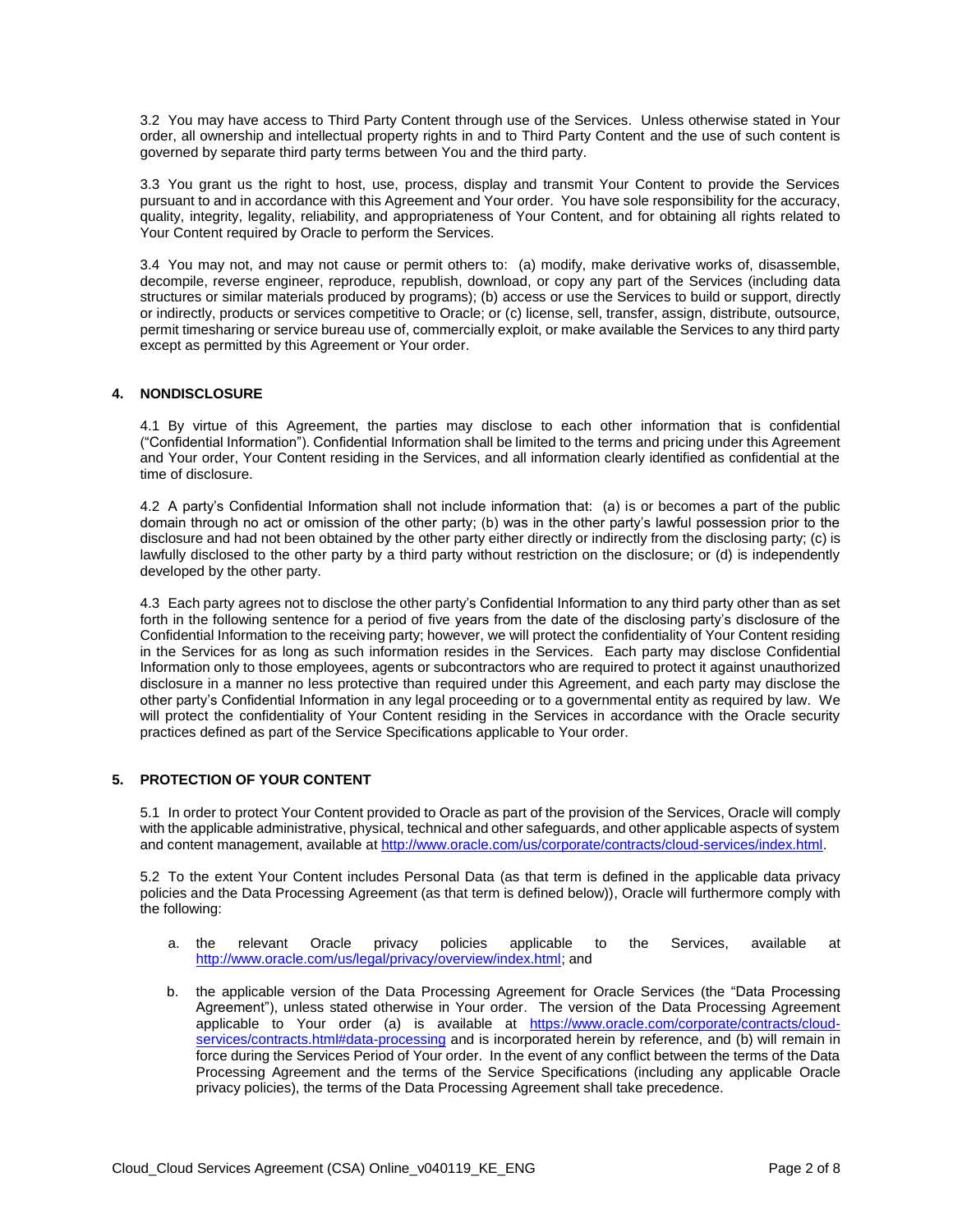3.2 You may have access to Third Party Content through use of the Services. Unless otherwise stated in Your order, all ownership and intellectual property rights in and to Third Party Content and the use of such content is governed by separate third party terms between You and the third party.

3.3 You grant us the right to host, use, process, display and transmit Your Content to provide the Services pursuant to and in accordance with this Agreement and Your order. You have sole responsibility for the accuracy, quality, integrity, legality, reliability, and appropriateness of Your Content, and for obtaining all rights related to Your Content required by Oracle to perform the Services.

3.4 You may not, and may not cause or permit others to: (a) modify, make derivative works of, disassemble, decompile, reverse engineer, reproduce, republish, download, or copy any part of the Services (including data structures or similar materials produced by programs); (b) access or use the Services to build or support, directly or indirectly, products or services competitive to Oracle; or (c) license, sell, transfer, assign, distribute, outsource, permit timesharing or service bureau use of, commercially exploit, or make available the Services to any third party except as permitted by this Agreement or Your order.

## 4. NONDISCLOSURE

4.1 By virtue of this Agreement, the parties may disclose to each other information that is confidential ("Confidential Information"). Confidential Information shall be limited to the terms and pricing under this Agreement and Your order, Your Content residing in the Services, and all information clearly identified as confidential at the time of disclosure.

4.2 A party's Confidential Information shall not include information that: (a) is or becomes a part of the public domain through no act or omission of the other party; (b) was in the other party's lawful possession prior to the disclosure and had not been obtained by the other party either directly or indirectly from the disclosing party; (c) is lawfully disclosed to the other party by a third party without restriction on the disclosure; or (d) is independently developed by the other party.

4.3 Each party agrees not to disclose the other party's Confidential Information to any third party other than as set forth in the following sentence for a period of five years from the date of the disclosing party's disclosure of the Confidential Information to the receiving party; however, we will protect the confidentiality of Your Content residing in the Services for as long as such information resides in the Services. Each party may disclose Confidential Information only to those employees, agents or subcontractors who are required to protect it against unauthorized disclosure in a manner no less protective than required under this Agreement, and each party may disclose the other party's Confidential Information in any legal proceeding or to a governmental entity as required by law. We will protect the confidentiality of Your Content residing in the Services in accordance with the Oracle security practices defined as part of the Service Specifications applicable to Your order.

## 5. PROTECTION OF YOUR CONTENT

5.1 In order to protect Your Content provided to Oracle as part of the provision of the Services, Oracle will comply with the applicable administrative, physical, technical and other safeguards, and other applicable aspects of system and content management, available at http://www.oracle.com/us/corporate/contracts/cloud-services/index.html.

5.2 To the extent Your Content includes Personal Data (as that term is defined in the applicable data privacy policies and the Data Processing Agreement (as that term is defined below)), Oracle will furthermore comply with the following:

a. the relevant Oracle privacy policies applicable to the Services, available at http://www.oracle.com/us/legal/privacy/overview/index.html; and

b. the applicable version of the Data Processing Agreement for Oracle Services (the "Data Processing Agreement"), unless stated otherwise in Your order. The version of the Data Processing Agreement applicable to Your order (a) is available at https://www.oracle.com/corporate/contracts/cloud-services/contracts.html#data-processing and is incorporated herein by reference, and (b) will remain in force during the Services Period of Your order. In the event of any conflict between the terms of the Data Processing Agreement and the terms of the Service Specifications (including any applicable Oracle privacy policies), the terms of the Data Processing Agreement shall take precedence.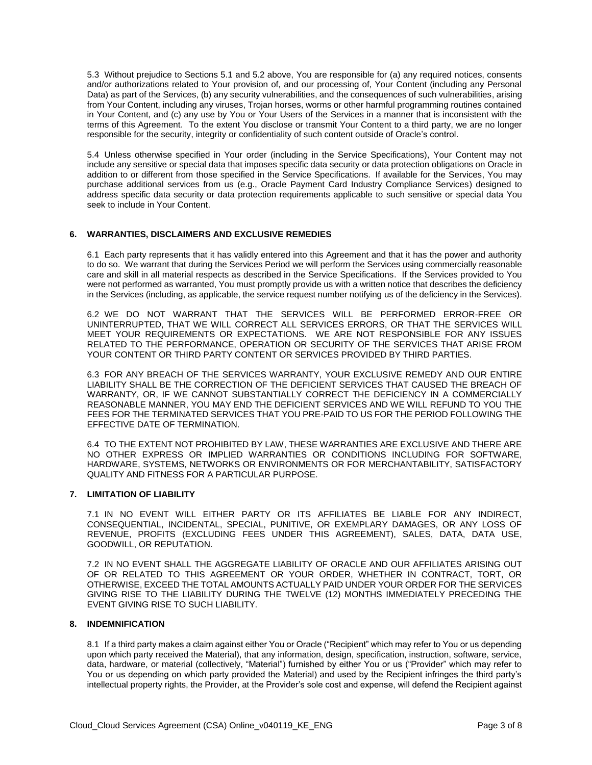5.3 Without prejudice to Sections 5.1 and 5.2 above, You are responsible for (a) any required notices, consents and/or authorizations related to Your provision of, and our processing of, Your Content (including any Personal Data) as part of the Services, (b) any security vulnerabilities, and the consequences of such vulnerabilities, arising from Your Content, including any viruses, Trojan horses, worms or other harmful programming routines contained in Your Content, and (c) any use by You or Your Users of the Services in a manner that is inconsistent with the terms of this Agreement. To the extent You disclose or transmit Your Content to a third party, we are no longer responsible for the security, integrity or confidentiality of such content outside of Oracle's control.

5.4 Unless otherwise specified in Your order (including in the Service Specifications), Your Content may not include any sensitive or special data that imposes specific data security or data protection obligations on Oracle in addition to or different from those specified in the Service Specifications. If available for the Services, You may purchase additional services from us (e.g., Oracle Payment Card Industry Compliance Services) designed to address specific data security or data protection requirements applicable to such sensitive or special data You seek to include in Your Content.

## 6. WARRANTIES, DISCLAIMERS AND EXCLUSIVE REMEDIES

6.1 Each party represents that it has validly entered into this Agreement and that it has the power and authority to do so. We warrant that during the Services Period we will perform the Services using commercially reasonable care and skill in all material respects as described in the Service Specifications. If the Services provided to You were not performed as warranted, You must promptly provide us with a written notice that describes the deficiency in the Services (including, as applicable, the service request number notifying us of the deficiency in the Services).

6.2 WE DO NOT WARRANT THAT THE SERVICES WILL BE PERFORMED ERROR-FREE OR UNINTERRUPTED, THAT WE WILL CORRECT ALL SERVICES ERRORS, OR THAT THE SERVICES WILL MEET YOUR REQUIREMENTS OR EXPECTATIONS. WE ARE NOT RESPONSIBLE FOR ANY ISSUES RELATED TO THE PERFORMANCE, OPERATION OR SECURITY OF THE SERVICES THAT ARISE FROM YOUR CONTENT OR THIRD PARTY CONTENT OR SERVICES PROVIDED BY THIRD PARTIES.

6.3 FOR ANY BREACH OF THE SERVICES WARRANTY, YOUR EXCLUSIVE REMEDY AND OUR ENTIRE LIABILITY SHALL BE THE CORRECTION OF THE DEFICIENT SERVICES THAT CAUSED THE BREACH OF WARRANTY, OR, IF WE CANNOT SUBSTANTIALLY CORRECT THE DEFICIENCY IN A COMMERCIALLY REASONABLE MANNER, YOU MAY END THE DEFICIENT SERVICES AND WE WILL REFUND TO YOU THE FEES FOR THE TERMINATED SERVICES THAT YOU PRE-PAID TO US FOR THE PERIOD FOLLOWING THE EFFECTIVE DATE OF TERMINATION.

6.4 TO THE EXTENT NOT PROHIBITED BY LAW, THESE WARRANTIES ARE EXCLUSIVE AND THERE ARE NO OTHER EXPRESS OR IMPLIED WARRANTIES OR CONDITIONS INCLUDING FOR SOFTWARE, HARDWARE, SYSTEMS, NETWORKS OR ENVIRONMENTS OR FOR MERCHANTABILITY, SATISFACTORY QUALITY AND FITNESS FOR A PARTICULAR PURPOSE.

## 7. LIMITATION OF LIABILITY

7.1 IN NO EVENT WILL EITHER PARTY OR ITS AFFILIATES BE LIABLE FOR ANY INDIRECT, CONSEQUENTIAL, INCIDENTAL, SPECIAL, PUNITIVE, OR EXEMPLARY DAMAGES, OR ANY LOSS OF REVENUE, PROFITS (EXCLUDING FEES UNDER THIS AGREEMENT), SALES, DATA, DATA USE, GOODWILL, OR REPUTATION.

7.2 IN NO EVENT SHALL THE AGGREGATE LIABILITY OF ORACLE AND OUR AFFILIATES ARISING OUT OF OR RELATED TO THIS AGREEMENT OR YOUR ORDER, WHETHER IN CONTRACT, TORT, OR OTHERWISE, EXCEED THE TOTAL AMOUNTS ACTUALLY PAID UNDER YOUR ORDER FOR THE SERVICES GIVING RISE TO THE LIABILITY DURING THE TWELVE (12) MONTHS IMMEDIATELY PRECEDING THE EVENT GIVING RISE TO SUCH LIABILITY.

## 8. INDEMNIFICATION

8.1 If a third party makes a claim against either You or Oracle ("Recipient" which may refer to You or us depending upon which party received the Material), that any information, design, specification, instruction, software, service, data, hardware, or material (collectively, "Material") furnished by either You or us ("Provider" which may refer to You or us depending on which party provided the Material) and used by the Recipient infringes the third party's intellectual property rights, the Provider, at the Provider's sole cost and expense, will defend the Recipient against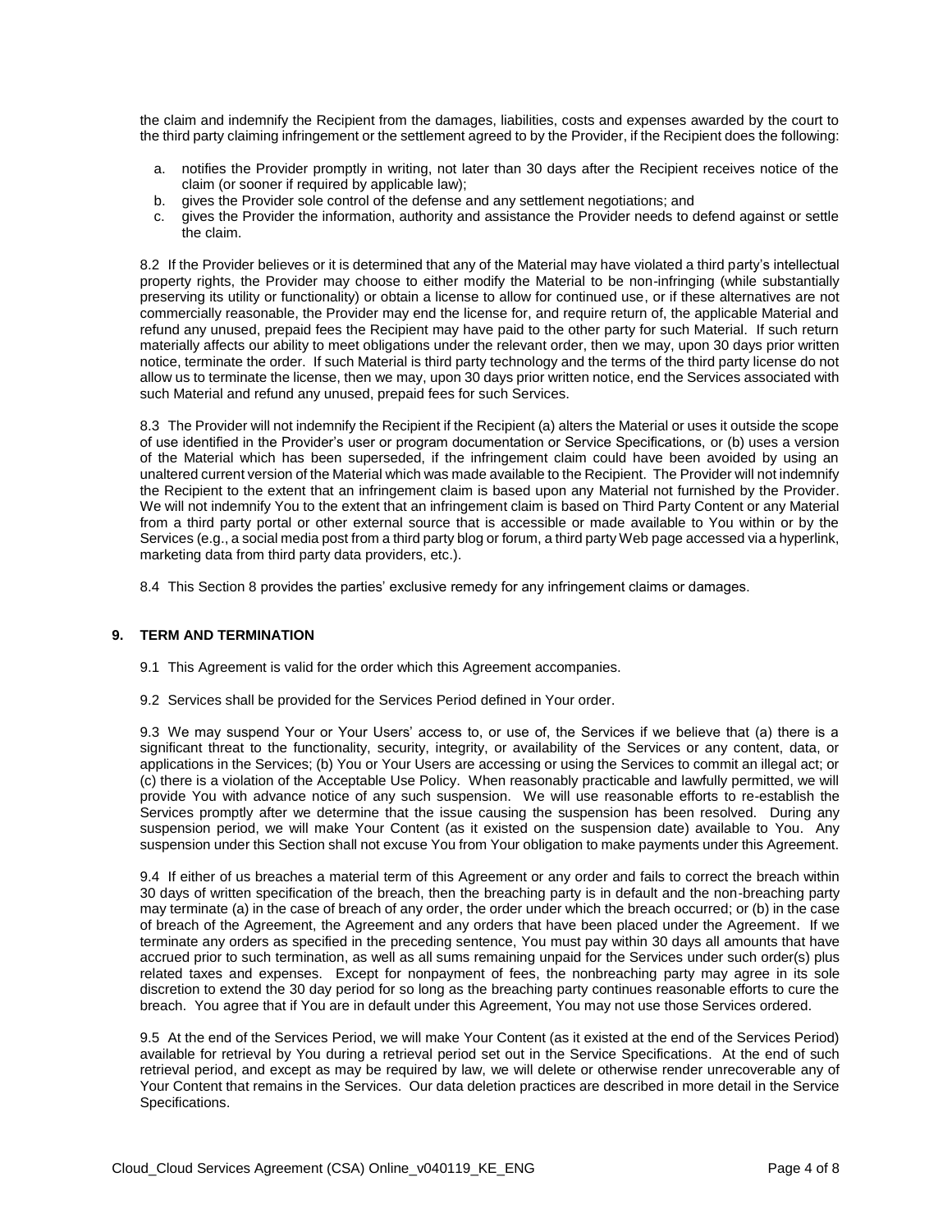the claim and indemnify the Recipient from the damages, liabilities, costs and expenses awarded by the court to the third party claiming infringement or the settlement agreed to by the Provider, if the Recipient does the following:

a. notifies the Provider promptly in writing, not later than 30 days after the Recipient receives notice of the claim (or sooner if required by applicable law);
b. gives the Provider sole control of the defense and any settlement negotiations; and
c. gives the Provider the information, authority and assistance the Provider needs to defend against or settle the claim.

8.2 If the Provider believes or it is determined that any of the Material may have violated a third party's intellectual property rights, the Provider may choose to either modify the Material to be non-infringing (while substantially preserving its utility or functionality) or obtain a license to allow for continued use, or if these alternatives are not commercially reasonable, the Provider may end the license for, and require return of, the applicable Material and refund any unused, prepaid fees the Recipient may have paid to the other party for such Material. If such return materially affects our ability to meet obligations under the relevant order, then we may, upon 30 days prior written notice, terminate the order. If such Material is third party technology and the terms of the third party license do not allow us to terminate the license, then we may, upon 30 days prior written notice, end the Services associated with such Material and refund any unused, prepaid fees for such Services.

8.3 The Provider will not indemnify the Recipient if the Recipient (a) alters the Material or uses it outside the scope of use identified in the Provider's user or program documentation or Service Specifications, or (b) uses a version of the Material which has been superseded, if the infringement claim could have been avoided by using an unaltered current version of the Material which was made available to the Recipient. The Provider will not indemnify the Recipient to the extent that an infringement claim is based upon any Material not furnished by the Provider. We will not indemnify You to the extent that an infringement claim is based on Third Party Content or any Material from a third party portal or other external source that is accessible or made available to You within or by the Services (e.g., a social media post from a third party blog or forum, a third party Web page accessed via a hyperlink, marketing data from third party data providers, etc.).

8.4 This Section 8 provides the parties' exclusive remedy for any infringement claims or damages.

## 9. TERM AND TERMINATION

9.1 This Agreement is valid for the order which this Agreement accompanies.

9.2 Services shall be provided for the Services Period defined in Your order.

9.3 We may suspend Your or Your Users' access to, or use of, the Services if we believe that (a) there is a significant threat to the functionality, security, integrity, or availability of the Services or any content, data, or applications in the Services; (b) You or Your Users are accessing or using the Services to commit an illegal act; or (c) there is a violation of the Acceptable Use Policy. When reasonably practicable and lawfully permitted, we will provide You with advance notice of any such suspension. We will use reasonable efforts to re-establish the Services promptly after we determine that the issue causing the suspension has been resolved. During any suspension period, we will make Your Content (as it existed on the suspension date) available to You. Any suspension under this Section shall not excuse You from Your obligation to make payments under this Agreement.

9.4 If either of us breaches a material term of this Agreement or any order and fails to correct the breach within 30 days of written specification of the breach, then the breaching party is in default and the non-breaching party may terminate (a) in the case of breach of any order, the order under which the breach occurred; or (b) in the case of breach of the Agreement, the Agreement and any orders that have been placed under the Agreement. If we terminate any orders as specified in the preceding sentence, You must pay within 30 days all amounts that have accrued prior to such termination, as well as all sums remaining unpaid for the Services under such order(s) plus related taxes and expenses. Except for nonpayment of fees, the nonbreaching party may agree in its sole discretion to extend the 30 day period for so long as the breaching party continues reasonable efforts to cure the breach. You agree that if You are in default under this Agreement, You may not use those Services ordered.

9.5 At the end of the Services Period, we will make Your Content (as it existed at the end of the Services Period) available for retrieval by You during a retrieval period set out in the Service Specifications. At the end of such retrieval period, and except as may be required by law, we will delete or otherwise render unrecoverable any of Your Content that remains in the Services. Our data deletion practices are described in more detail in the Service Specifications.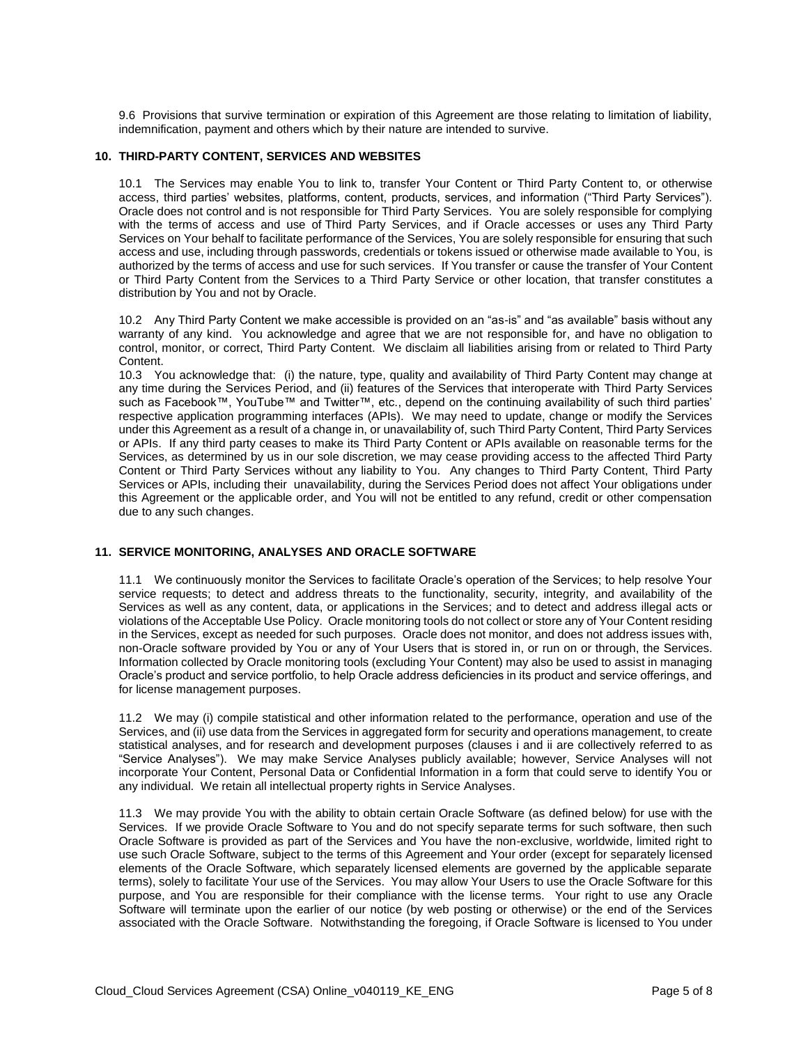9.6 Provisions that survive termination or expiration of this Agreement are those relating to limitation of liability, indemnification, payment and others which by their nature are intended to survive.

## 10. THIRD-PARTY CONTENT, SERVICES AND WEBSITES

10.1 The Services may enable You to link to, transfer Your Content or Third Party Content to, or otherwise access, third parties' websites, platforms, content, products, services, and information ("Third Party Services"). Oracle does not control and is not responsible for Third Party Services. You are solely responsible for complying with the terms of access and use of Third Party Services, and if Oracle accesses or uses any Third Party Services on Your behalf to facilitate performance of the Services, You are solely responsible for ensuring that such access and use, including through passwords, credentials or tokens issued or otherwise made available to You, is authorized by the terms of access and use for such services. If You transfer or cause the transfer of Your Content or Third Party Content from the Services to a Third Party Service or other location, that transfer constitutes a distribution by You and not by Oracle.

10.2 Any Third Party Content we make accessible is provided on an "as-is" and "as available" basis without any warranty of any kind. You acknowledge and agree that we are not responsible for, and have no obligation to control, monitor, or correct, Third Party Content. We disclaim all liabilities arising from or related to Third Party Content.

10.3 You acknowledge that: (i) the nature, type, quality and availability of Third Party Content may change at any time during the Services Period, and (ii) features of the Services that interoperate with Third Party Services such as Facebook™, YouTube™ and Twitter™, etc., depend on the continuing availability of such third parties' respective application programming interfaces (APIs). We may need to update, change or modify the Services under this Agreement as a result of a change in, or unavailability of, such Third Party Content, Third Party Services or APIs. If any third party ceases to make its Third Party Content or APIs available on reasonable terms for the Services, as determined by us in our sole discretion, we may cease providing access to the affected Third Party Content or Third Party Services without any liability to You. Any changes to Third Party Content, Third Party Services or APIs, including their unavailability, during the Services Period does not affect Your obligations under this Agreement or the applicable order, and You will not be entitled to any refund, credit or other compensation due to any such changes.

## 11. SERVICE MONITORING, ANALYSES AND ORACLE SOFTWARE

11.1 We continuously monitor the Services to facilitate Oracle's operation of the Services; to help resolve Your service requests; to detect and address threats to the functionality, security, integrity, and availability of the Services as well as any content, data, or applications in the Services; and to detect and address illegal acts or violations of the Acceptable Use Policy. Oracle monitoring tools do not collect or store any of Your Content residing in the Services, except as needed for such purposes. Oracle does not monitor, and does not address issues with, non-Oracle software provided by You or any of Your Users that is stored in, or run on or through, the Services. Information collected by Oracle monitoring tools (excluding Your Content) may also be used to assist in managing Oracle's product and service portfolio, to help Oracle address deficiencies in its product and service offerings, and for license management purposes.

11.2 We may (i) compile statistical and other information related to the performance, operation and use of the Services, and (ii) use data from the Services in aggregated form for security and operations management, to create statistical analyses, and for research and development purposes (clauses i and ii are collectively referred to as "Service Analyses"). We may make Service Analyses publicly available; however, Service Analyses will not incorporate Your Content, Personal Data or Confidential Information in a form that could serve to identify You or any individual. We retain all intellectual property rights in Service Analyses.

11.3 We may provide You with the ability to obtain certain Oracle Software (as defined below) for use with the Services. If we provide Oracle Software to You and do not specify separate terms for such software, then such Oracle Software is provided as part of the Services and You have the non-exclusive, worldwide, limited right to use such Oracle Software, subject to the terms of this Agreement and Your order (except for separately licensed elements of the Oracle Software, which separately licensed elements are governed by the applicable separate terms), solely to facilitate Your use of the Services. You may allow Your Users to use the Oracle Software for this purpose, and You are responsible for their compliance with the license terms. Your right to use any Oracle Software will terminate upon the earlier of our notice (by web posting or otherwise) or the end of the Services associated with the Oracle Software. Notwithstanding the foregoing, if Oracle Software is licensed to You under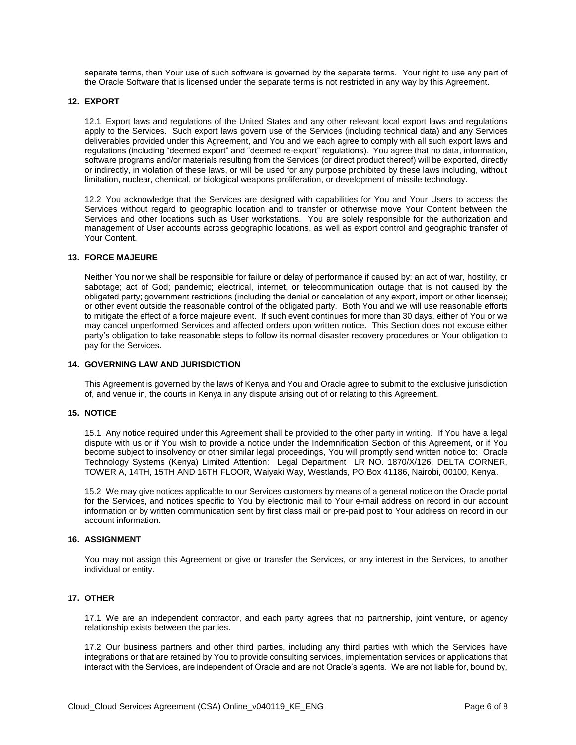separate terms, then Your use of such software is governed by the separate terms. Your right to use any part of the Oracle Software that is licensed under the separate terms is not restricted in any way by this Agreement.

## 12. EXPORT

12.1 Export laws and regulations of the United States and any other relevant local export laws and regulations apply to the Services. Such export laws govern use of the Services (including technical data) and any Services deliverables provided under this Agreement, and You and we each agree to comply with all such export laws and regulations (including "deemed export" and "deemed re-export" regulations). You agree that no data, information, software programs and/or materials resulting from the Services (or direct product thereof) will be exported, directly or indirectly, in violation of these laws, or will be used for any purpose prohibited by these laws including, without limitation, nuclear, chemical, or biological weapons proliferation, or development of missile technology.

12.2 You acknowledge that the Services are designed with capabilities for You and Your Users to access the Services without regard to geographic location and to transfer or otherwise move Your Content between the Services and other locations such as User workstations. You are solely responsible for the authorization and management of User accounts across geographic locations, as well as export control and geographic transfer of Your Content.

## 13. FORCE MAJEURE

Neither You nor we shall be responsible for failure or delay of performance if caused by: an act of war, hostility, or sabotage; act of God; pandemic; electrical, internet, or telecommunication outage that is not caused by the obligated party; government restrictions (including the denial or cancelation of any export, import or other license); or other event outside the reasonable control of the obligated party. Both You and we will use reasonable efforts to mitigate the effect of a force majeure event. If such event continues for more than 30 days, either of You or we may cancel unperformed Services and affected orders upon written notice. This Section does not excuse either party's obligation to take reasonable steps to follow its normal disaster recovery procedures or Your obligation to pay for the Services.

## 14. GOVERNING LAW AND JURISDICTION

This Agreement is governed by the laws of Kenya and You and Oracle agree to submit to the exclusive jurisdiction of, and venue in, the courts in Kenya in any dispute arising out of or relating to this Agreement.

## 15. NOTICE

15.1 Any notice required under this Agreement shall be provided to the other party in writing. If You have a legal dispute with us or if You wish to provide a notice under the Indemnification Section of this Agreement, or if You become subject to insolvency or other similar legal proceedings, You will promptly send written notice to: Oracle Technology Systems (Kenya) Limited Attention: Legal Department LR NO. 1870/X/126, DELTA CORNER, TOWER A, 14TH, 15TH AND 16TH FLOOR, Waiyaki Way, Westlands, PO Box 41186, Nairobi, 00100, Kenya.

15.2 We may give notices applicable to our Services customers by means of a general notice on the Oracle portal for the Services, and notices specific to You by electronic mail to Your e-mail address on record in our account information or by written communication sent by first class mail or pre-paid post to Your address on record in our account information.

## 16. ASSIGNMENT

You may not assign this Agreement or give or transfer the Services, or any interest in the Services, to another individual or entity.

## 17. OTHER

17.1 We are an independent contractor, and each party agrees that no partnership, joint venture, or agency relationship exists between the parties.

17.2 Our business partners and other third parties, including any third parties with which the Services have integrations or that are retained by You to provide consulting services, implementation services or applications that interact with the Services, are independent of Oracle and are not Oracle's agents. We are not liable for, bound by,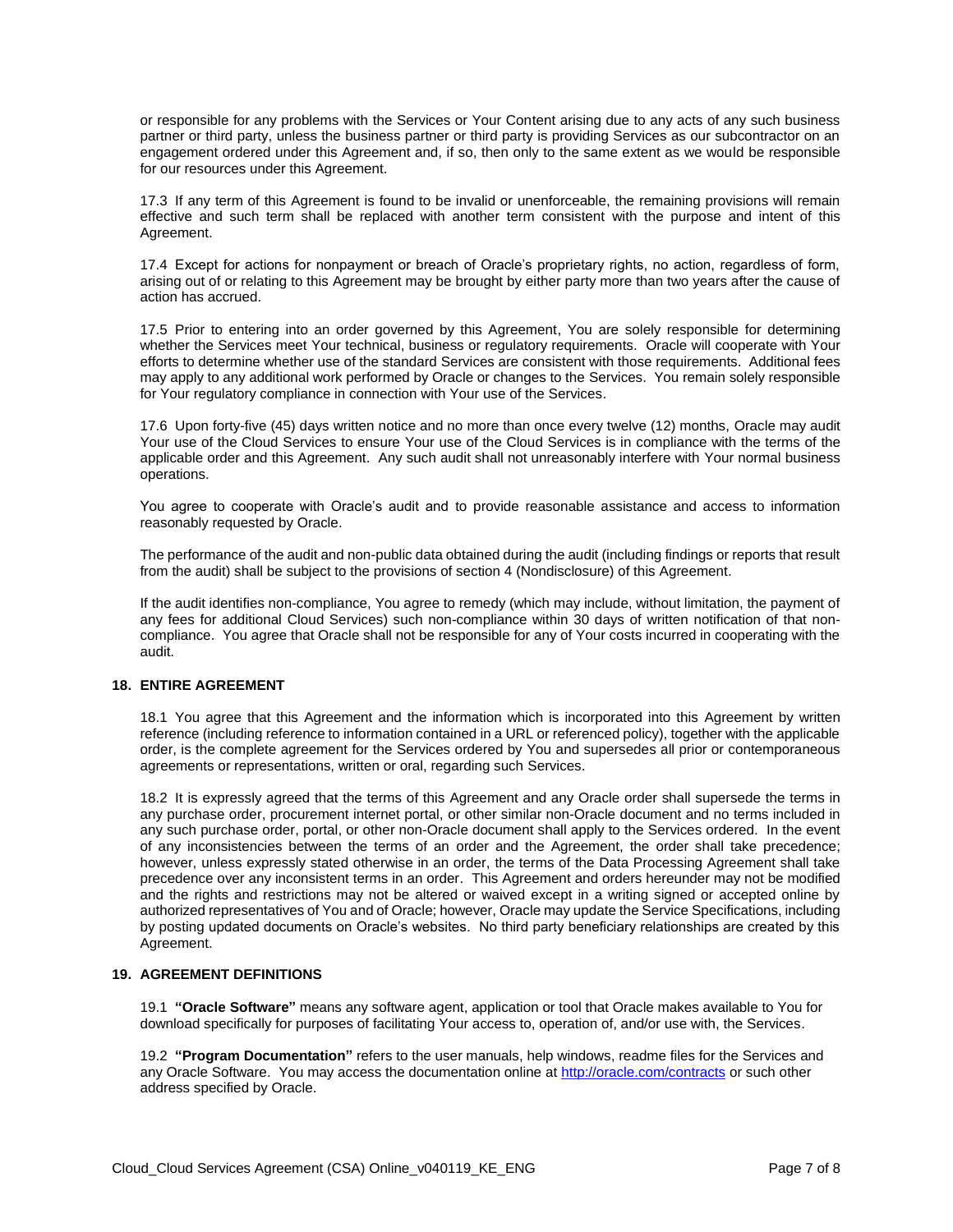or responsible for any problems with the Services or Your Content arising due to any acts of any such business partner or third party, unless the business partner or third party is providing Services as our subcontractor on an engagement ordered under this Agreement and, if so, then only to the same extent as we would be responsible for our resources under this Agreement.

17.3 If any term of this Agreement is found to be invalid or unenforceable, the remaining provisions will remain effective and such term shall be replaced with another term consistent with the purpose and intent of this Agreement.

17.4 Except for actions for nonpayment or breach of Oracle's proprietary rights, no action, regardless of form, arising out of or relating to this Agreement may be brought by either party more than two years after the cause of action has accrued.

17.5 Prior to entering into an order governed by this Agreement, You are solely responsible for determining whether the Services meet Your technical, business or regulatory requirements. Oracle will cooperate with Your efforts to determine whether use of the standard Services are consistent with those requirements. Additional fees may apply to any additional work performed by Oracle or changes to the Services. You remain solely responsible for Your regulatory compliance in connection with Your use of the Services.

17.6 Upon forty-five (45) days written notice and no more than once every twelve (12) months, Oracle may audit Your use of the Cloud Services to ensure Your use of the Cloud Services is in compliance with the terms of the applicable order and this Agreement. Any such audit shall not unreasonably interfere with Your normal business operations.

You agree to cooperate with Oracle's audit and to provide reasonable assistance and access to information reasonably requested by Oracle.

The performance of the audit and non-public data obtained during the audit (including findings or reports that result from the audit) shall be subject to the provisions of section 4 (Nondisclosure) of this Agreement.

If the audit identifies non-compliance, You agree to remedy (which may include, without limitation, the payment of any fees for additional Cloud Services) such non-compliance within 30 days of written notification of that non-compliance. You agree that Oracle shall not be responsible for any of Your costs incurred in cooperating with the audit.

## 18. ENTIRE AGREEMENT

18.1 You agree that this Agreement and the information which is incorporated into this Agreement by written reference (including reference to information contained in a URL or referenced policy), together with the applicable order, is the complete agreement for the Services ordered by You and supersedes all prior or contemporaneous agreements or representations, written or oral, regarding such Services.

18.2 It is expressly agreed that the terms of this Agreement and any Oracle order shall supersede the terms in any purchase order, procurement internet portal, or other similar non-Oracle document and no terms included in any such purchase order, portal, or other non-Oracle document shall apply to the Services ordered. In the event of any inconsistencies between the terms of an order and the Agreement, the order shall take precedence; however, unless expressly stated otherwise in an order, the terms of the Data Processing Agreement shall take precedence over any inconsistent terms in an order. This Agreement and orders hereunder may not be modified and the rights and restrictions may not be altered or waived except in a writing signed or accepted online by authorized representatives of You and of Oracle; however, Oracle may update the Service Specifications, including by posting updated documents on Oracle's websites. No third party beneficiary relationships are created by this Agreement.

## 19. AGREEMENT DEFINITIONS

19.1 **"Oracle Software"** means any software agent, application or tool that Oracle makes available to You for download specifically for purposes of facilitating Your access to, operation of, and/or use with, the Services.

19.2 **"Program Documentation"** refers to the user manuals, help windows, readme files for the Services and any Oracle Software. You may access the documentation online at [http://oracle.com/contracts](http://oracle.com/contracts) or such other address specified by Oracle.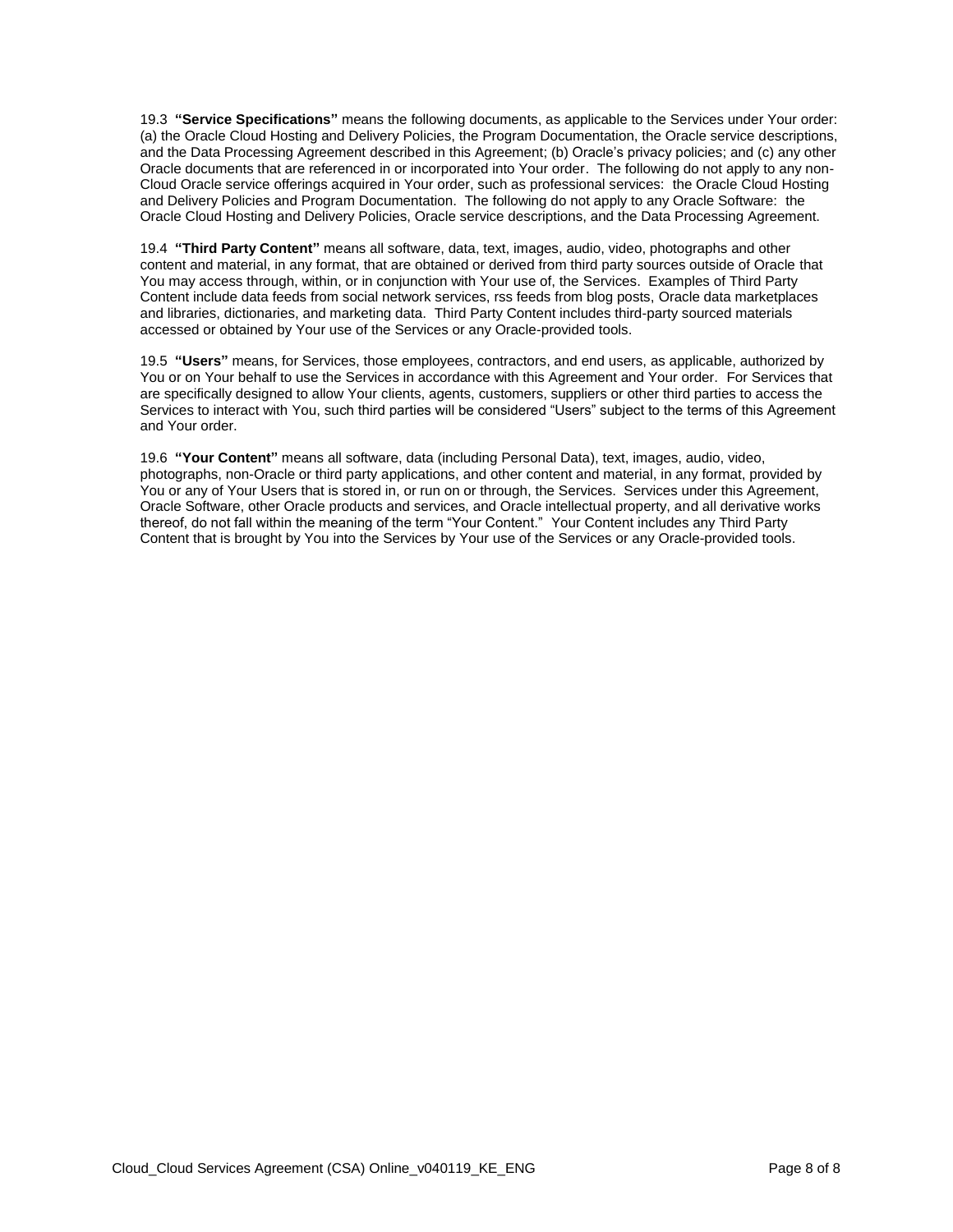19.3 **"Service Specifications"** means the following documents, as applicable to the Services under Your order: (a) the Oracle Cloud Hosting and Delivery Policies, the Program Documentation, the Oracle service descriptions, and the Data Processing Agreement described in this Agreement; (b) Oracle's privacy policies; and (c) any other Oracle documents that are referenced in or incorporated into Your order. The following do not apply to any non-Cloud Oracle service offerings acquired in Your order, such as professional services: the Oracle Cloud Hosting and Delivery Policies and Program Documentation. The following do not apply to any Oracle Software: the Oracle Cloud Hosting and Delivery Policies, Oracle service descriptions, and the Data Processing Agreement.

19.4 **"Third Party Content"** means all software, data, text, images, audio, video, photographs and other content and material, in any format, that are obtained or derived from third party sources outside of Oracle that You may access through, within, or in conjunction with Your use of, the Services. Examples of Third Party Content include data feeds from social network services, rss feeds from blog posts, Oracle data marketplaces and libraries, dictionaries, and marketing data. Third Party Content includes third-party sourced materials accessed or obtained by Your use of the Services or any Oracle-provided tools.

19.5 **"Users"** means, for Services, those employees, contractors, and end users, as applicable, authorized by You or on Your behalf to use the Services in accordance with this Agreement and Your order. For Services that are specifically designed to allow Your clients, agents, customers, suppliers or other third parties to access the Services to interact with You, such third parties will be considered "Users" subject to the terms of this Agreement and Your order.

19.6 **"Your Content"** means all software, data (including Personal Data), text, images, audio, video, photographs, non-Oracle or third party applications, and other content and material, in any format, provided by You or any of Your Users that is stored in, or run on or through, the Services. Services under this Agreement, Oracle Software, other Oracle products and services, and Oracle intellectual property, and all derivative works thereof, do not fall within the meaning of the term "Your Content." Your Content includes any Third Party Content that is brought by You into the Services by Your use of the Services or any Oracle-provided tools.